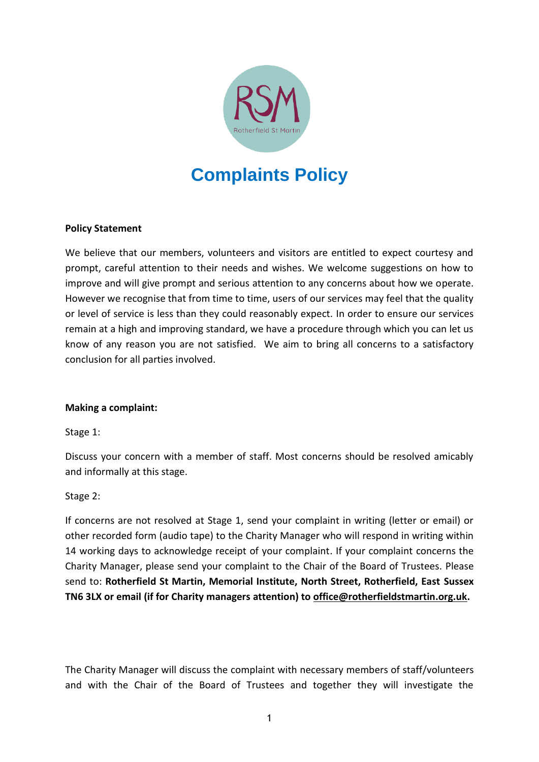# Complaints Policy

**Policy Statement**

We believe that our members, volunteers and visitors are entitled to expect courtesy and prompt, careful attention to their needs and wishes. We welcome suggestions on how to improve and will give prompt and serious attention to any concerns about how we operate. However we recognise that from time to time, users of our services may feel that the quality or level of service is less than they could reasonably expect. In order to ensure our services remain at a high and improving standard, we have a procedure through which you can let us know of any reason you are not satisfied. We aim to bring all concerns to a satisfactory conclusion for all parties involved.

**Making a complaint:**

Stage 1:

Discuss your concern with a member of staff. Most concerns should be resolved amicably and informally at this stage.

Stage 2:

If concerns are not resolved at Stage 1, send your complaint in writing (letter or email) or other recorded form (audio tape) to the Charity Manager who will respond in writing within 14 working days to acknowledge receipt of your complaint. If your complaint concerns the Charity Manager, please send your complaint to the Chair of the Board of Trustees. Please send to: **Rotherfield St Martin, Memorial Institute, North Street, Rotherfield, East Sussex TN6 3LX or email (if for Charity managers attention) to office@rotherfieldstmartin.org.uk.**

The Charity Manager will discuss the complaint with necessary members of staff/volunteers and with the Chair of the Board of Trustees and together they will investigate the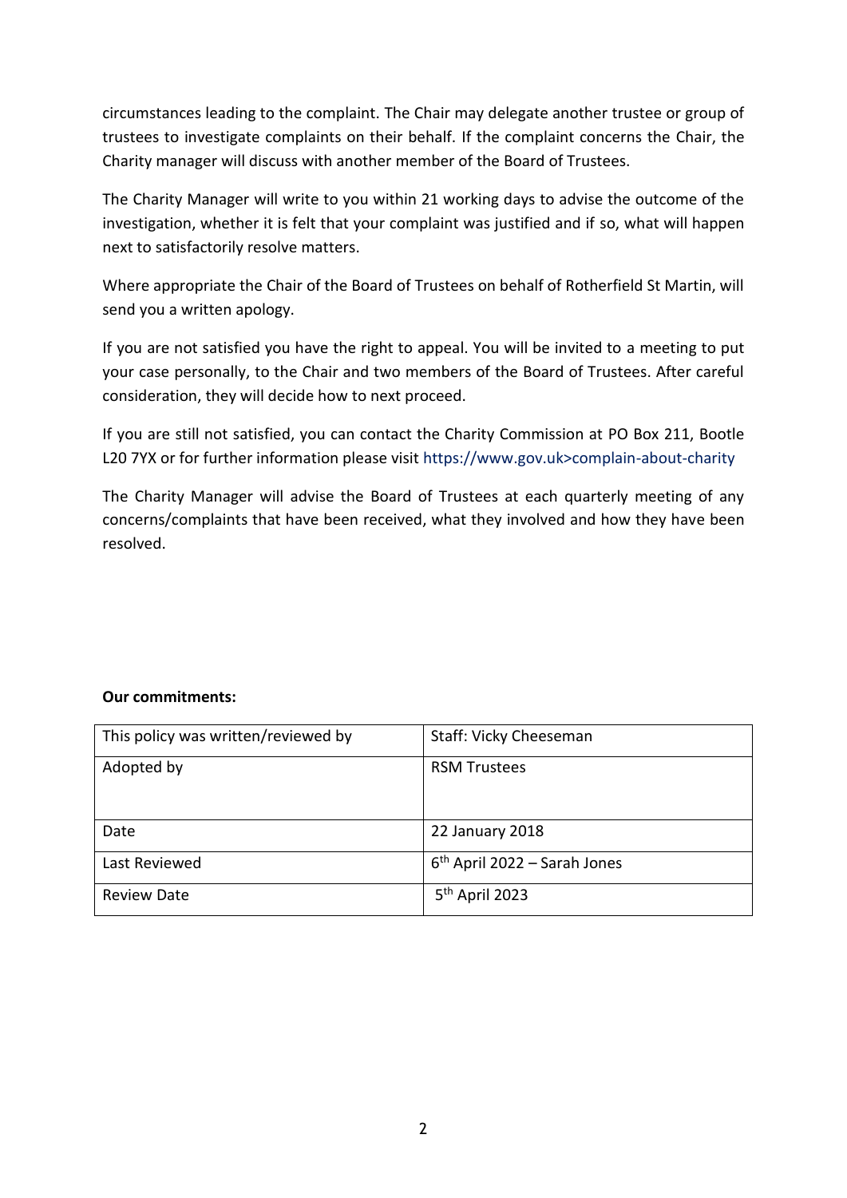circumstances leading to the complaint. The Chair may delegate another trustee or group of trustees to investigate complaints on their behalf. If the complaint concerns the Chair, the Charity manager will discuss with another member of the Board of Trustees.

The Charity Manager will write to you within 21 working days to advise the outcome of the investigation, whether it is felt that your complaint was justified and if so, what will happen next to satisfactorily resolve matters.

Where appropriate the Chair of the Board of Trustees on behalf of Rotherfield St Martin, will send you a written apology.

If you are not satisfied you have the right to appeal. You will be invited to a meeting to put your case personally, to the Chair and two members of the Board of Trustees. After careful consideration, they will decide how to next proceed.

If you are still not satisfied, you can contact the Charity Commission at PO Box 211, Bootle L20 7YX or for further information please visit https://www.gov.uk>complain-about-charity

The Charity Manager will advise the Board of Trustees at each quarterly meeting of any concerns/complaints that have been received, what they involved and how they have been resolved.

**Our commitments:**

| | |
|---|---|
| This policy was written/reviewed by | Staff: Vicky Cheeseman |
| Adopted by | RSM Trustees |
| Date | 22 January 2018 |
| Last Reviewed | 6th April 2022 – Sarah Jones |
| Review Date | 5th April 2023 |